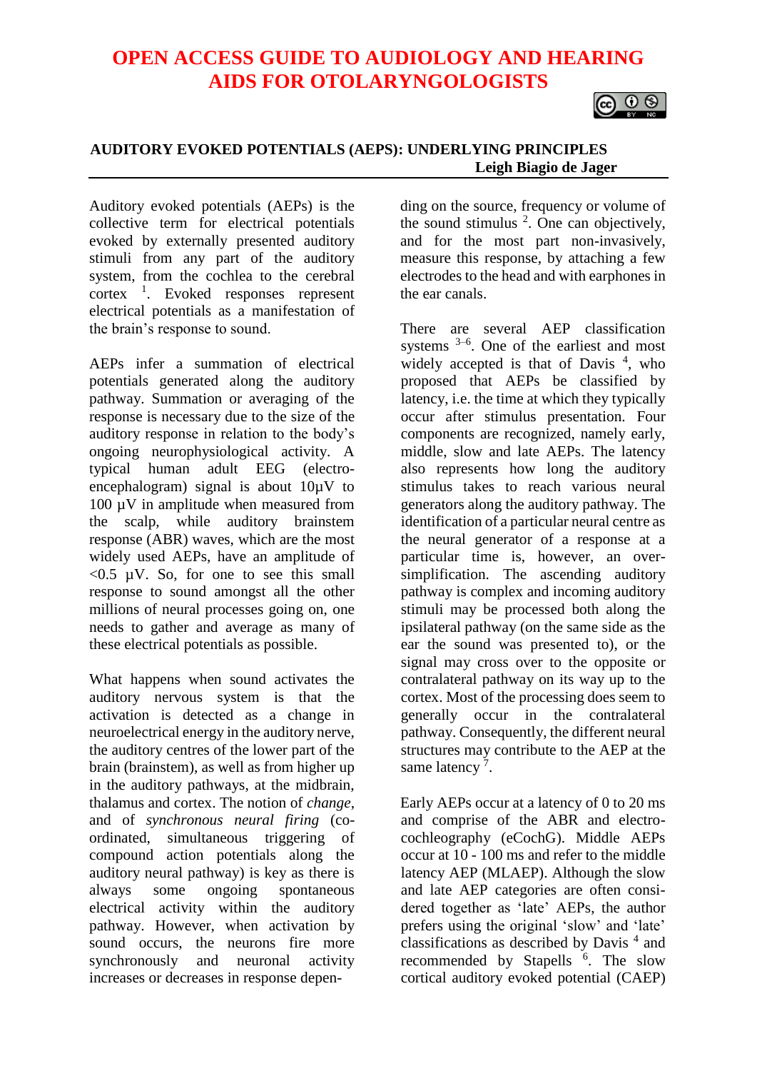# OPEN ACCESS GUIDE TO AUDIOLOGY AND HEARING AIDS FOR OTOLARYNGOLOGISTS

## AUDITORY EVOKED POTENTIALS (AEPS): UNDERLYING PRINCIPLES

**Leigh Biagio de Jager**

Auditory evoked potentials (AEPs) is the collective term for electrical potentials evoked by externally presented auditory stimuli from any part of the auditory system, from the cochlea to the cerebral cortex [1]. Evoked responses represent electrical potentials as a manifestation of the brain's response to sound.

AEPs infer a summation of electrical potentials generated along the auditory pathway. Summation or averaging of the response is necessary due to the size of the auditory response in relation to the body's ongoing neurophysiological activity. A typical human adult EEG (electro-encephalogram) signal is about 10µV to 100 µV in amplitude when measured from the scalp, while auditory brainstem response (ABR) waves, which are the most widely used AEPs, have an amplitude of <0.5 µV. So, for one to see this small response to sound amongst all the other millions of neural processes going on, one needs to gather and average as many of these electrical potentials as possible.

What happens when sound activates the auditory nervous system is that the activation is detected as a change in neuroelectrical energy in the auditory nerve, the auditory centres of the lower part of the brain (brainstem), as well as from higher up in the auditory pathways, at the midbrain, thalamus and cortex. The notion of *change*, and of *synchronous neural firing* (co-ordinated, simultaneous triggering of compound action potentials along the auditory neural pathway) is key as there is always some ongoing spontaneous electrical activity within the auditory pathway. However, when activation by sound occurs, the neurons fire more synchronously and neuronal activity increases or decreases in response depending on the source, frequency or volume of the sound stimulus [2]. One can objectively, and for the most part non-invasively, measure this response, by attaching a few electrodes to the head and with earphones in the ear canals.

There are several AEP classification systems [3–6]. One of the earliest and most widely accepted is that of Davis [4], who proposed that AEPs be classified by latency, i.e. the time at which they typically occur after stimulus presentation. Four components are recognized, namely early, middle, slow and late AEPs. The latency also represents how long the auditory stimulus takes to reach various neural generators along the auditory pathway. The identification of a particular neural centre as the neural generator of a response at a particular time is, however, an over-simplification. The ascending auditory pathway is complex and incoming auditory stimuli may be processed both along the ipsilateral pathway (on the same side as the ear the sound was presented to), or the signal may cross over to the opposite or contralateral pathway on its way up to the cortex. Most of the processing does seem to generally occur in the contralateral pathway. Consequently, the different neural structures may contribute to the AEP at the same latency [7].

Early AEPs occur at a latency of 0 to 20 ms and comprise of the ABR and electro-cochleography (eCochG). Middle AEPs occur at 10 - 100 ms and refer to the middle latency AEP (MLAEP). Although the slow and late AEP categories are often considered together as 'late' AEPs, the author prefers using the original 'slow' and 'late' classifications as described by Davis [4] and recommended by Stapells [6]. The slow cortical auditory evoked potential (CAEP)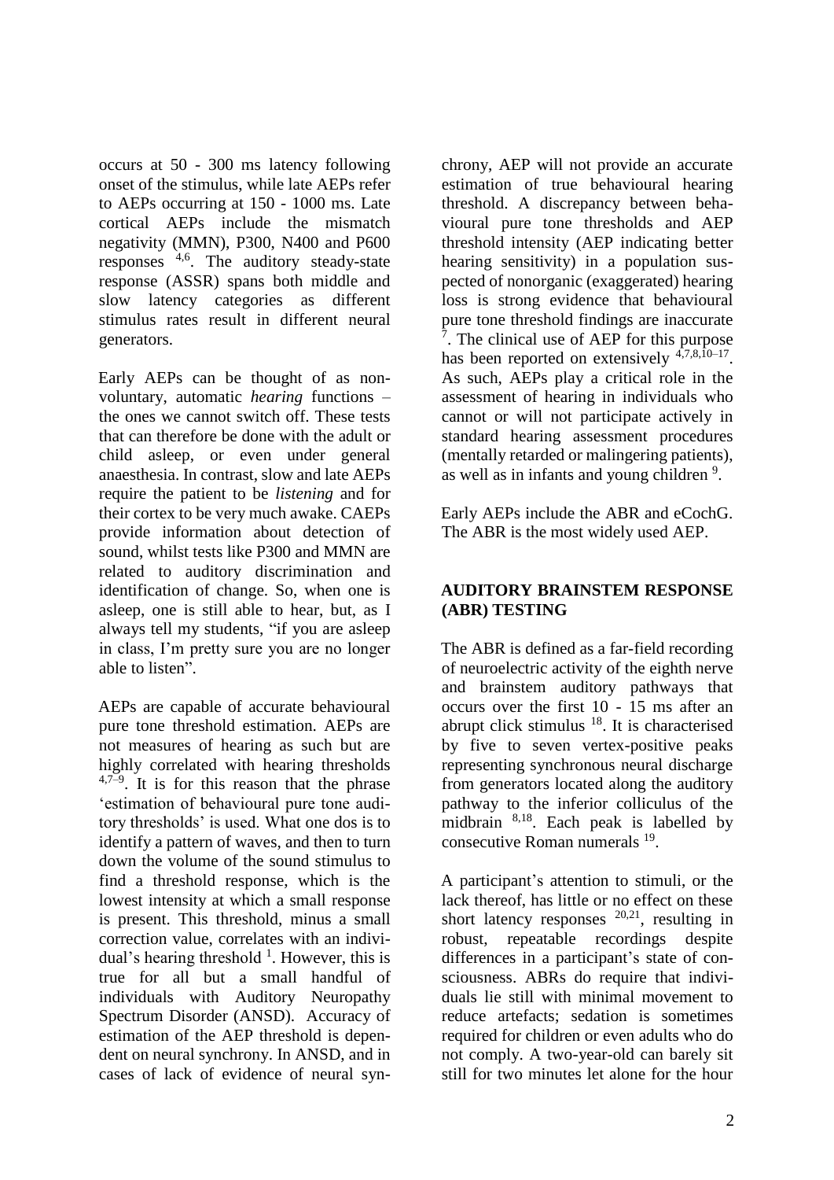occurs at 50 - 300 ms latency following onset of the stimulus, while late AEPs refer to AEPs occurring at 150 - 1000 ms. Late cortical AEPs include the mismatch negativity (MMN), P300, N400 and P600 responses [4,6]. The auditory steady-state response (ASSR) spans both middle and slow latency categories as different stimulus rates result in different neural generators.

Early AEPs can be thought of as non-voluntary, automatic *hearing* functions – the ones we cannot switch off. These tests that can therefore be done with the adult or child asleep, or even under general anaesthesia. In contrast, slow and late AEPs require the patient to be *listening* and for their cortex to be very much awake. CAEPs provide information about detection of sound, whilst tests like P300 and MMN are related to auditory discrimination and identification of change. So, when one is asleep, one is still able to hear, but, as I always tell my students, "if you are asleep in class, I'm pretty sure you are no longer able to listen".

AEPs are capable of accurate behavioural pure tone threshold estimation. AEPs are not measures of hearing as such but are highly correlated with hearing thresholds [4,7–9]. It is for this reason that the phrase 'estimation of behavioural pure tone auditory thresholds' is used. What one dos is to identify a pattern of waves, and then to turn down the volume of the sound stimulus to find a threshold response, which is the lowest intensity at which a small response is present. This threshold, minus a small correction value, correlates with an individual's hearing threshold [1]. However, this is true for all but a small handful of individuals with Auditory Neuropathy Spectrum Disorder (ANSD). Accuracy of estimation of the AEP threshold is dependent on neural synchrony. In ANSD, and in cases of lack of evidence of neural synchrony, AEP will not provide an accurate estimation of true behavioural hearing threshold. A discrepancy between behavioural pure tone thresholds and AEP threshold intensity (AEP indicating better hearing sensitivity) in a population suspected of nonorganic (exaggerated) hearing loss is strong evidence that behavioural pure tone threshold findings are inaccurate [7]. The clinical use of AEP for this purpose has been reported on extensively [4,7,8,10–17]. As such, AEPs play a critical role in the assessment of hearing in individuals who cannot or will not participate actively in standard hearing assessment procedures (mentally retarded or malingering patients), as well as in infants and young children [9].

Early AEPs include the ABR and eCochG. The ABR is the most widely used AEP.

## AUDITORY BRAINSTEM RESPONSE (ABR) TESTING

The ABR is defined as a far-field recording of neuroelectric activity of the eighth nerve and brainstem auditory pathways that occurs over the first 10 - 15 ms after an abrupt click stimulus [18]. It is characterised by five to seven vertex-positive peaks representing synchronous neural discharge from generators located along the auditory pathway to the inferior colliculus of the midbrain [8,18]. Each peak is labelled by consecutive Roman numerals [19].

A participant's attention to stimuli, or the lack thereof, has little or no effect on these short latency responses [20,21], resulting in robust, repeatable recordings despite differences in a participant's state of consciousness. ABRs do require that individuals lie still with minimal movement to reduce artefacts; sedation is sometimes required for children or even adults who do not comply. A two-year-old can barely sit still for two minutes let alone for the hour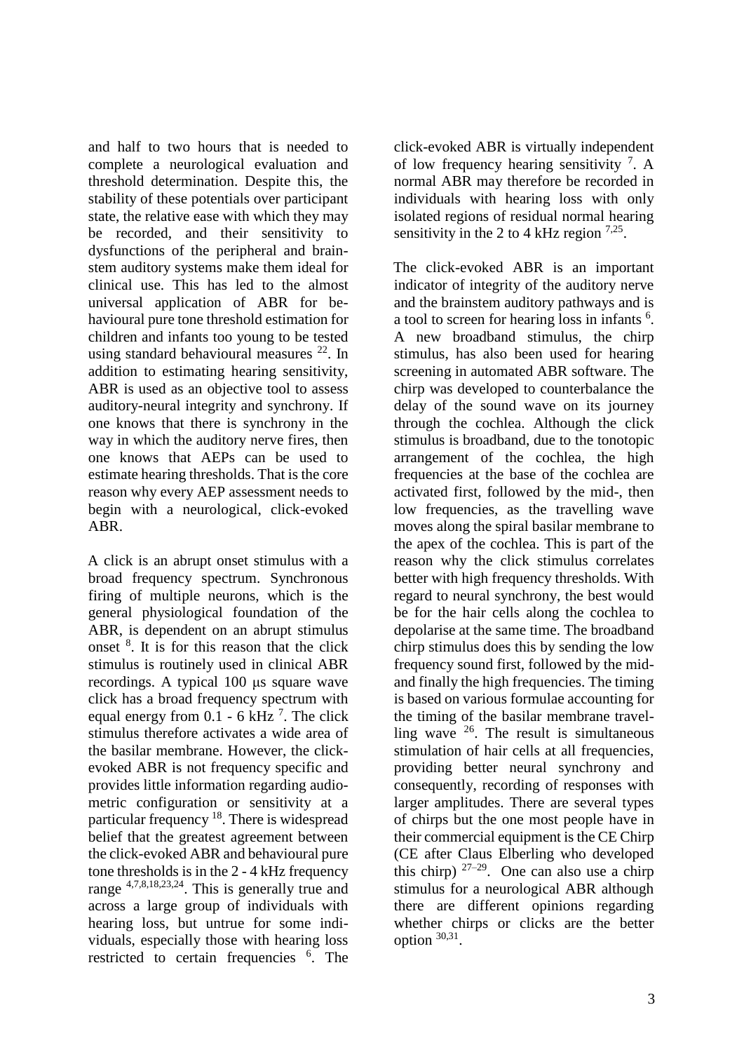and half to two hours that is needed to complete a neurological evaluation and threshold determination. Despite this, the stability of these potentials over participant state, the relative ease with which they may be recorded, and their sensitivity to dysfunctions of the peripheral and brainstem auditory systems make them ideal for clinical use. This has led to the almost universal application of ABR for behavioural pure tone threshold estimation for children and infants too young to be tested using standard behavioural measures [22]. In addition to estimating hearing sensitivity, ABR is used as an objective tool to assess auditory-neural integrity and synchrony. If one knows that there is synchrony in the way in which the auditory nerve fires, then one knows that AEPs can be used to estimate hearing thresholds. That is the core reason why every AEP assessment needs to begin with a neurological, click-evoked ABR.

A click is an abrupt onset stimulus with a broad frequency spectrum. Synchronous firing of multiple neurons, which is the general physiological foundation of the ABR, is dependent on an abrupt stimulus onset [8]. It is for this reason that the click stimulus is routinely used in clinical ABR recordings. A typical 100 μs square wave click has a broad frequency spectrum with equal energy from 0.1 - 6 kHz [7]. The click stimulus therefore activates a wide area of the basilar membrane. However, the click-evoked ABR is not frequency specific and provides little information regarding audiometric configuration or sensitivity at a particular frequency [18]. There is widespread belief that the greatest agreement between the click-evoked ABR and behavioural pure tone thresholds is in the 2 - 4 kHz frequency range [4,7,8,18,23,24]. This is generally true and across a large group of individuals with hearing loss, but untrue for some individuals, especially those with hearing loss restricted to certain frequencies [6]. The click-evoked ABR is virtually independent of low frequency hearing sensitivity [7]. A normal ABR may therefore be recorded in individuals with hearing loss with only isolated regions of residual normal hearing sensitivity in the 2 to 4 kHz region [7,25].

The click-evoked ABR is an important indicator of integrity of the auditory nerve and the brainstem auditory pathways and is a tool to screen for hearing loss in infants [6]. A new broadband stimulus, the chirp stimulus, has also been used for hearing screening in automated ABR software. The chirp was developed to counterbalance the delay of the sound wave on its journey through the cochlea. Although the click stimulus is broadband, due to the tonotopic arrangement of the cochlea, the high frequencies at the base of the cochlea are activated first, followed by the mid-, then low frequencies, as the travelling wave moves along the spiral basilar membrane to the apex of the cochlea. This is part of the reason why the click stimulus correlates better with high frequency thresholds. With regard to neural synchrony, the best would be for the hair cells along the cochlea to depolarise at the same time. The broadband chirp stimulus does this by sending the low frequency sound first, followed by the mid- and finally the high frequencies. The timing is based on various formulae accounting for the timing of the basilar membrane travelling wave [26]. The result is simultaneous stimulation of hair cells at all frequencies, providing better neural synchrony and consequently, recording of responses with larger amplitudes. There are several types of chirps but the one most people have in their commercial equipment is the CE Chirp (CE after Claus Elberling who developed this chirp) [27–29]. One can also use a chirp stimulus for a neurological ABR although there are different opinions regarding whether chirps or clicks are the better option [30,31].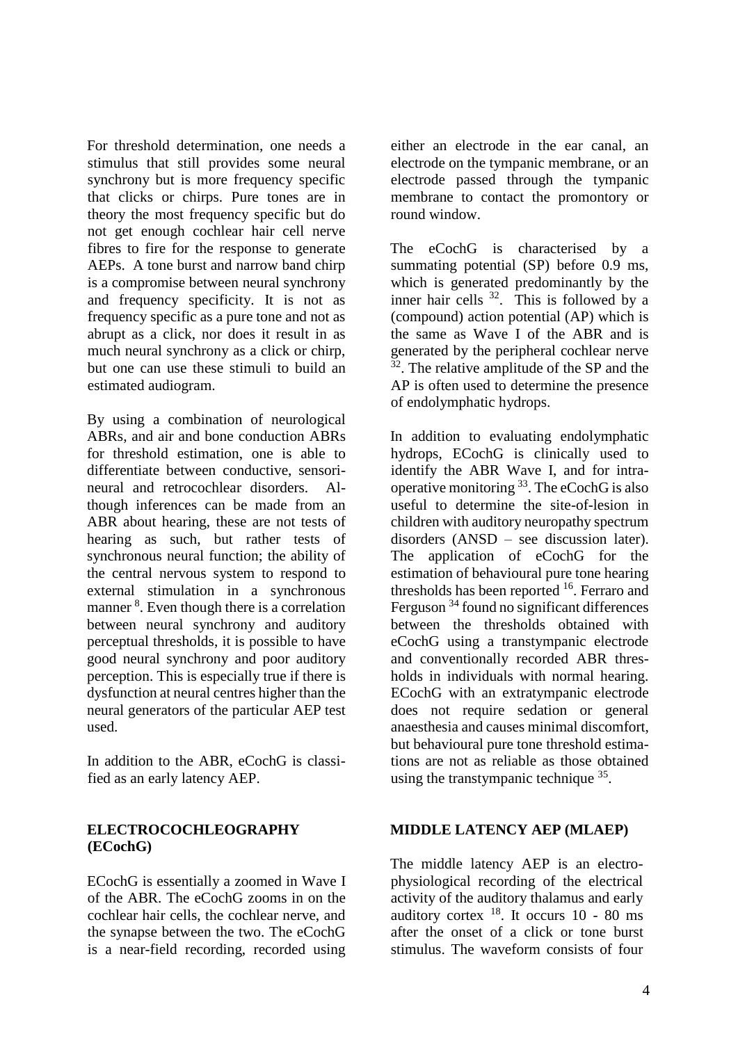For threshold determination, one needs a stimulus that still provides some neural synchrony but is more frequency specific that clicks or chirps. Pure tones are in theory the most frequency specific but do not get enough cochlear hair cell nerve fibres to fire for the response to generate AEPs. A tone burst and narrow band chirp is a compromise between neural synchrony and frequency specificity. It is not as frequency specific as a pure tone and not as abrupt as a click, nor does it result in as much neural synchrony as a click or chirp, but one can use these stimuli to build an estimated audiogram.

By using a combination of neurological ABRs, and air and bone conduction ABRs for threshold estimation, one is able to differentiate between conductive, sensorineural and retrocochlear disorders. Although inferences can be made from an ABR about hearing, these are not tests of hearing as such, but rather tests of synchronous neural function; the ability of the central nervous system to respond to external stimulation in a synchronous manner [8]. Even though there is a correlation between neural synchrony and auditory perceptual thresholds, it is possible to have good neural synchrony and poor auditory perception. This is especially true if there is dysfunction at neural centres higher than the neural generators of the particular AEP test used.

In addition to the ABR, eCochG is classified as an early latency AEP.

## ELECTROCOCHLEOGRAPHY (ECochG)

ECochG is essentially a zoomed in Wave I of the ABR. The eCochG zooms in on the cochlear hair cells, the cochlear nerve, and the synapse between the two. The eCochG is a near-field recording, recorded using either an electrode in the ear canal, an electrode on the tympanic membrane, or an electrode passed through the tympanic membrane to contact the promontory or round window.

The eCochG is characterised by a summating potential (SP) before 0.9 ms, which is generated predominantly by the inner hair cells [32]. This is followed by a (compound) action potential (AP) which is the same as Wave I of the ABR and is generated by the peripheral cochlear nerve [32]. The relative amplitude of the SP and the AP is often used to determine the presence of endolymphatic hydrops.

In addition to evaluating endolymphatic hydrops, ECochG is clinically used to identify the ABR Wave I, and for intraoperative monitoring [33]. The eCochG is also useful to determine the site-of-lesion in children with auditory neuropathy spectrum disorders (ANSD – see discussion later). The application of eCochG for the estimation of behavioural pure tone hearing thresholds has been reported [16]. Ferraro and Ferguson [34] found no significant differences between the thresholds obtained with eCochG using a transtympanic electrode and conventionally recorded ABR thresholds in individuals with normal hearing. ECochG with an extratympanic electrode does not require sedation or general anaesthesia and causes minimal discomfort, but behavioural pure tone threshold estimations are not as reliable as those obtained using the transtympanic technique [35].

## MIDDLE LATENCY AEP (MLAEP)

The middle latency AEP is an electrophysiological recording of the electrical activity of the auditory thalamus and early auditory cortex [18]. It occurs 10 - 80 ms after the onset of a click or tone burst stimulus. The waveform consists of four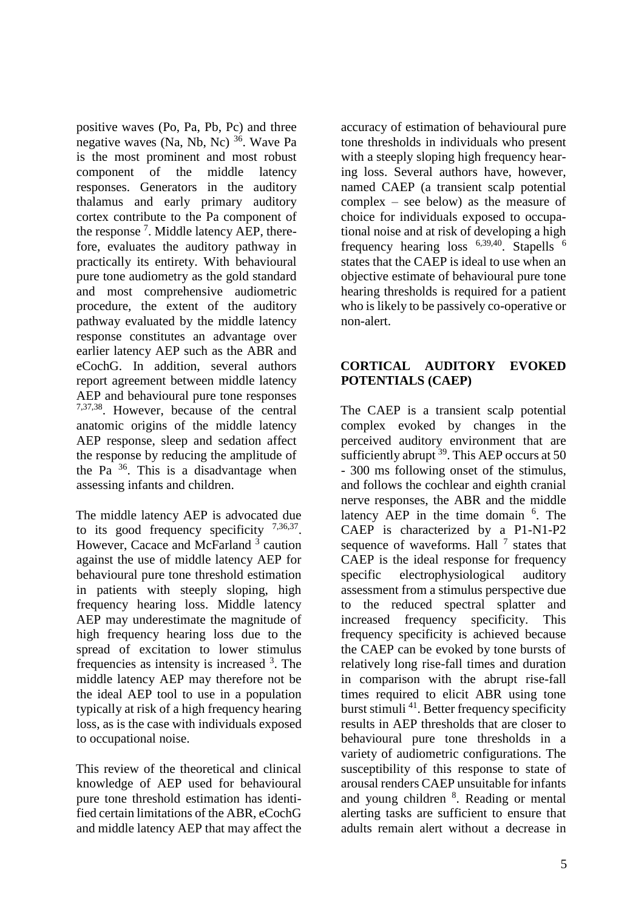positive waves (Po, Pa, Pb, Pc) and three negative waves (Na, Nb, Nc) [36]. Wave Pa is the most prominent and most robust component of the middle latency responses. Generators in the auditory thalamus and early primary auditory cortex contribute to the Pa component of the response [7]. Middle latency AEP, therefore, evaluates the auditory pathway in practically its entirety. With behavioural pure tone audiometry as the gold standard and most comprehensive audiometric procedure, the extent of the auditory pathway evaluated by the middle latency response constitutes an advantage over earlier latency AEP such as the ABR and eCochG. In addition, several authors report agreement between middle latency AEP and behavioural pure tone responses [7,37,38]. However, because of the central anatomic origins of the middle latency AEP response, sleep and sedation affect the response by reducing the amplitude of the Pa [36]. This is a disadvantage when assessing infants and children.

The middle latency AEP is advocated due to its good frequency specificity [7,36,37]. However, Cacace and McFarland [3] caution against the use of middle latency AEP for behavioural pure tone threshold estimation in patients with steeply sloping, high frequency hearing loss. Middle latency AEP may underestimate the magnitude of high frequency hearing loss due to the spread of excitation to lower stimulus frequencies as intensity is increased [3]. The middle latency AEP may therefore not be the ideal AEP tool to use in a population typically at risk of a high frequency hearing loss, as is the case with individuals exposed to occupational noise.

This review of the theoretical and clinical knowledge of AEP used for behavioural pure tone threshold estimation has identified certain limitations of the ABR, eCochG and middle latency AEP that may affect the accuracy of estimation of behavioural pure tone thresholds in individuals who present with a steeply sloping high frequency hearing loss. Several authors have, however, named CAEP (a transient scalp potential complex – see below) as the measure of choice for individuals exposed to occupational noise and at risk of developing a high frequency hearing loss [6,39,40]. Stapells [6] states that the CAEP is ideal to use when an objective estimate of behavioural pure tone hearing thresholds is required for a patient who is likely to be passively co-operative or non-alert.

## CORTICAL AUDITORY EVOKED POTENTIALS (CAEP)

The CAEP is a transient scalp potential complex evoked by changes in the perceived auditory environment that are sufficiently abrupt [39]. This AEP occurs at 50 - 300 ms following onset of the stimulus, and follows the cochlear and eighth cranial nerve responses, the ABR and the middle latency AEP in the time domain [6]. The CAEP is characterized by a P1-N1-P2 sequence of waveforms. Hall [7] states that CAEP is the ideal response for frequency specific electrophysiological auditory assessment from a stimulus perspective due to the reduced spectral splatter and increased frequency specificity. This frequency specificity is achieved because the CAEP can be evoked by tone bursts of relatively long rise-fall times and duration in comparison with the abrupt rise-fall times required to elicit ABR using tone burst stimuli [41]. Better frequency specificity results in AEP thresholds that are closer to behavioural pure tone thresholds in a variety of audiometric configurations. The susceptibility of this response to state of arousal renders CAEP unsuitable for infants and young children [8]. Reading or mental alerting tasks are sufficient to ensure that adults remain alert without a decrease in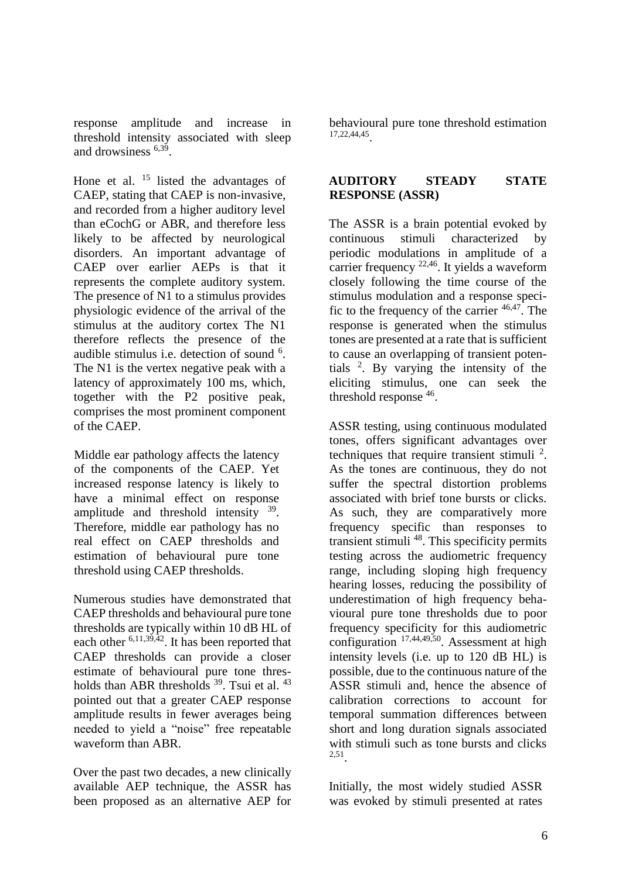response amplitude and increase in threshold intensity associated with sleep and drowsiness [6,39].

Hone et al. [15] listed the advantages of CAEP, stating that CAEP is non-invasive, and recorded from a higher auditory level than eCochG or ABR, and therefore less likely to be affected by neurological disorders. An important advantage of CAEP over earlier AEPs is that it represents the complete auditory system. The presence of N1 to a stimulus provides physiologic evidence of the arrival of the stimulus at the auditory cortex The N1 therefore reflects the presence of the audible stimulus i.e. detection of sound [6]. The N1 is the vertex negative peak with a latency of approximately 100 ms, which, together with the P2 positive peak, comprises the most prominent component of the CAEP.

Middle ear pathology affects the latency of the components of the CAEP. Yet increased response latency is likely to have a minimal effect on response amplitude and threshold intensity [39]. Therefore, middle ear pathology has no real effect on CAEP thresholds and estimation of behavioural pure tone threshold using CAEP thresholds.

Numerous studies have demonstrated that CAEP thresholds and behavioural pure tone thresholds are typically within 10 dB HL of each other [6,11,39,42]. It has been reported that CAEP thresholds can provide a closer estimate of behavioural pure tone thresholds than ABR thresholds [39]. Tsui et al. [43] pointed out that a greater CAEP response amplitude results in fewer averages being needed to yield a "noise" free repeatable waveform than ABR.

Over the past two decades, a new clinically available AEP technique, the ASSR has been proposed as an alternative AEP for behavioural pure tone threshold estimation [17,22,44,45].

## AUDITORY STEADY STATE RESPONSE (ASSR)

The ASSR is a brain potential evoked by continuous stimuli characterized by periodic modulations in amplitude of a carrier frequency [22,46]. It yields a waveform closely following the time course of the stimulus modulation and a response specific to the frequency of the carrier [46,47]. The response is generated when the stimulus tones are presented at a rate that is sufficient to cause an overlapping of transient potentials [2]. By varying the intensity of the eliciting stimulus, one can seek the threshold response [46].

ASSR testing, using continuous modulated tones, offers significant advantages over techniques that require transient stimuli [2]. As the tones are continuous, they do not suffer the spectral distortion problems associated with brief tone bursts or clicks. As such, they are comparatively more frequency specific than responses to transient stimuli [48]. This specificity permits testing across the audiometric frequency range, including sloping high frequency hearing losses, reducing the possibility of underestimation of high frequency behavioural pure tone thresholds due to poor frequency specificity for this audiometric configuration [17,44,49,50]. Assessment at high intensity levels (i.e. up to 120 dB HL) is possible, due to the continuous nature of the ASSR stimuli and, hence the absence of calibration corrections to account for temporal summation differences between short and long duration signals associated with stimuli such as tone bursts and clicks [2,51].

Initially, the most widely studied ASSR was evoked by stimuli presented at rates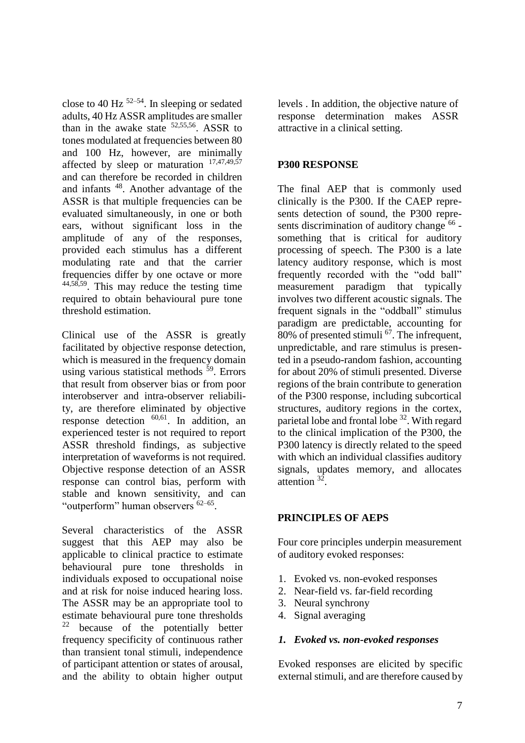close to 40 Hz [52–54]. In sleeping or sedated adults, 40 Hz ASSR amplitudes are smaller than in the awake state [52,55,56]. ASSR to tones modulated at frequencies between 80 and 100 Hz, however, are minimally affected by sleep or maturation [17,47,49,57] and can therefore be recorded in children and infants [48]. Another advantage of the ASSR is that multiple frequencies can be evaluated simultaneously, in one or both ears, without significant loss in the amplitude of any of the responses, provided each stimulus has a different modulating rate and that the carrier frequencies differ by one octave or more [44,58,59]. This may reduce the testing time required to obtain behavioural pure tone threshold estimation.

Clinical use of the ASSR is greatly facilitated by objective response detection, which is measured in the frequency domain using various statistical methods [59]. Errors that result from observer bias or from poor interobserver and intra-observer reliability, are therefore eliminated by objective response detection [60,61]. In addition, an experienced tester is not required to report ASSR threshold findings, as subjective interpretation of waveforms is not required. Objective response detection of an ASSR response can control bias, perform with stable and known sensitivity, and can "outperform" human observers [62–65].

Several characteristics of the ASSR suggest that this AEP may also be applicable to clinical practice to estimate behavioural pure tone thresholds in individuals exposed to occupational noise and at risk for noise induced hearing loss. The ASSR may be an appropriate tool to estimate behavioural pure tone thresholds [22] because of the potentially better frequency specificity of continuous rather than transient tonal stimuli, independence of participant attention or states of arousal, and the ability to obtain higher output levels . In addition, the objective nature of response determination makes ASSR attractive in a clinical setting.

## P300 RESPONSE

The final AEP that is commonly used clinically is the P300. If the CAEP represents detection of sound, the P300 represents discrimination of auditory change [66] - something that is critical for auditory processing of speech. The P300 is a late latency auditory response, which is most frequently recorded with the "odd ball" measurement paradigm that typically involves two different acoustic signals. The frequent signals in the "oddball" stimulus paradigm are predictable, accounting for 80% of presented stimuli [67]. The infrequent, unpredictable, and rare stimulus is presented in a pseudo-random fashion, accounting for about 20% of stimuli presented. Diverse regions of the brain contribute to generation of the P300 response, including subcortical structures, auditory regions in the cortex, parietal lobe and frontal lobe [32]. With regard to the clinical implication of the P300, the P300 latency is directly related to the speed with which an individual classifies auditory signals, updates memory, and allocates attention [32].

## PRINCIPLES OF AEPS

Four core principles underpin measurement of auditory evoked responses:

1. Evoked vs. non-evoked responses
2. Near-field vs. far-field recording
3. Neural synchrony
4. Signal averaging

### *1. Evoked vs. non-evoked responses*

Evoked responses are elicited by specific external stimuli, and are therefore caused by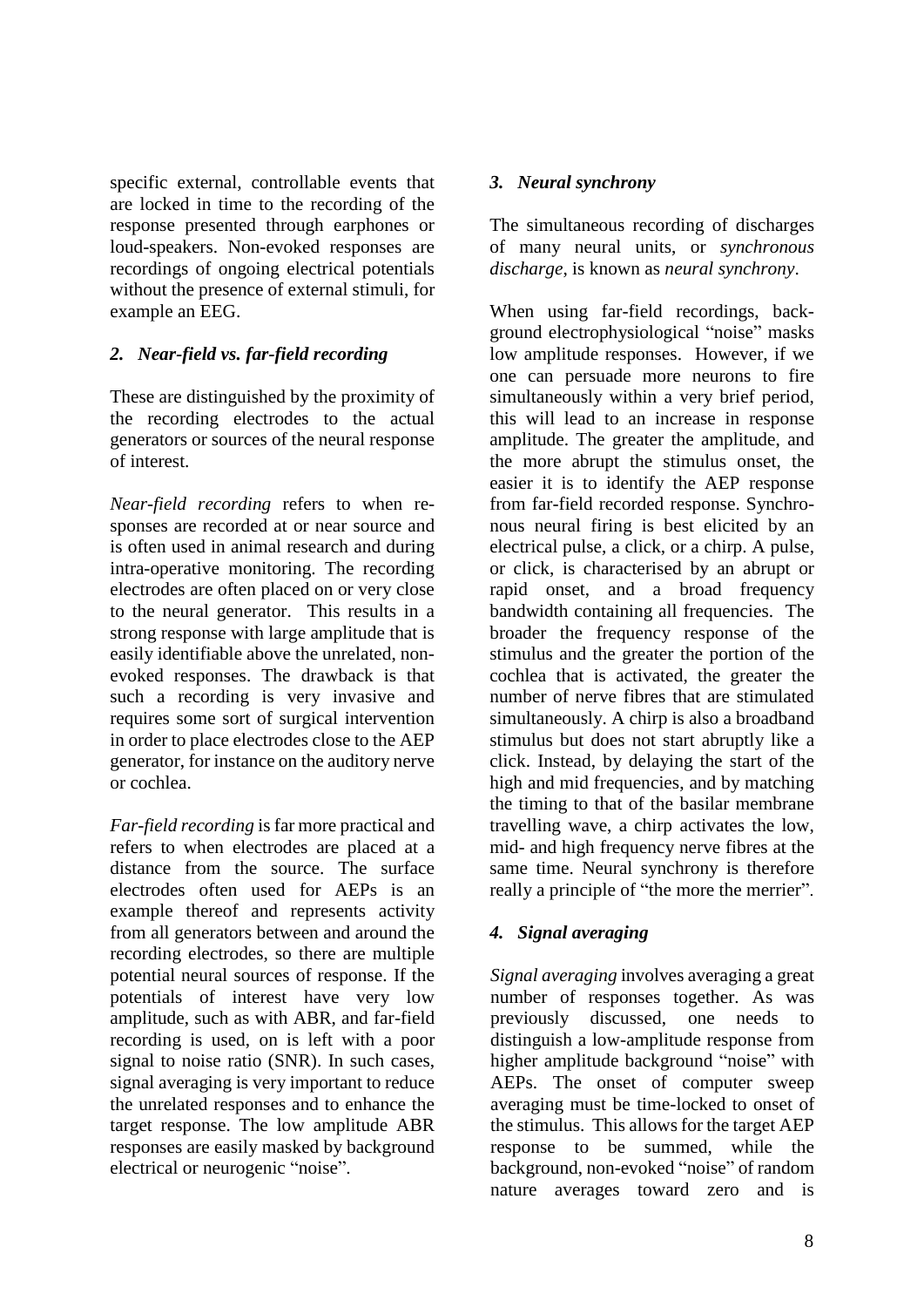specific external, controllable events that are locked in time to the recording of the response presented through earphones or loud-speakers. Non-evoked responses are recordings of ongoing electrical potentials without the presence of external stimuli, for example an EEG.

### *2. Near-field vs. far-field recording*

These are distinguished by the proximity of the recording electrodes to the actual generators or sources of the neural response of interest.

*Near-field recording* refers to when responses are recorded at or near source and is often used in animal research and during intra-operative monitoring. The recording electrodes are often placed on or very close to the neural generator. This results in a strong response with large amplitude that is easily identifiable above the unrelated, non-evoked responses. The drawback is that such a recording is very invasive and requires some sort of surgical intervention in order to place electrodes close to the AEP generator, for instance on the auditory nerve or cochlea.

*Far-field recording* is far more practical and refers to when electrodes are placed at a distance from the source. The surface electrodes often used for AEPs is an example thereof and represents activity from all generators between and around the recording electrodes, so there are multiple potential neural sources of response. If the potentials of interest have very low amplitude, such as with ABR, and far-field recording is used, on is left with a poor signal to noise ratio (SNR). In such cases, signal averaging is very important to reduce the unrelated responses and to enhance the target response. The low amplitude ABR responses are easily masked by background electrical or neurogenic "noise".

### *3. Neural synchrony*

The simultaneous recording of discharges of many neural units, or *synchronous discharge*, is known as *neural synchrony*.

When using far-field recordings, background electrophysiological "noise" masks low amplitude responses. However, if we one can persuade more neurons to fire simultaneously within a very brief period, this will lead to an increase in response amplitude. The greater the amplitude, and the more abrupt the stimulus onset, the easier it is to identify the AEP response from far-field recorded response. Synchronous neural firing is best elicited by an electrical pulse, a click, or a chirp. A pulse, or click, is characterised by an abrupt or rapid onset, and a broad frequency bandwidth containing all frequencies. The broader the frequency response of the stimulus and the greater the portion of the cochlea that is activated, the greater the number of nerve fibres that are stimulated simultaneously. A chirp is also a broadband stimulus but does not start abruptly like a click. Instead, by delaying the start of the high and mid frequencies, and by matching the timing to that of the basilar membrane travelling wave, a chirp activates the low, mid- and high frequency nerve fibres at the same time. Neural synchrony is therefore really a principle of "the more the merrier".

### *4. Signal averaging*

*Signal averaging* involves averaging a great number of responses together. As was previously discussed, one needs to distinguish a low-amplitude response from higher amplitude background "noise" with AEPs. The onset of computer sweep averaging must be time-locked to onset of the stimulus. This allows for the target AEP response to be summed, while the background, non-evoked "noise" of random nature averages toward zero and is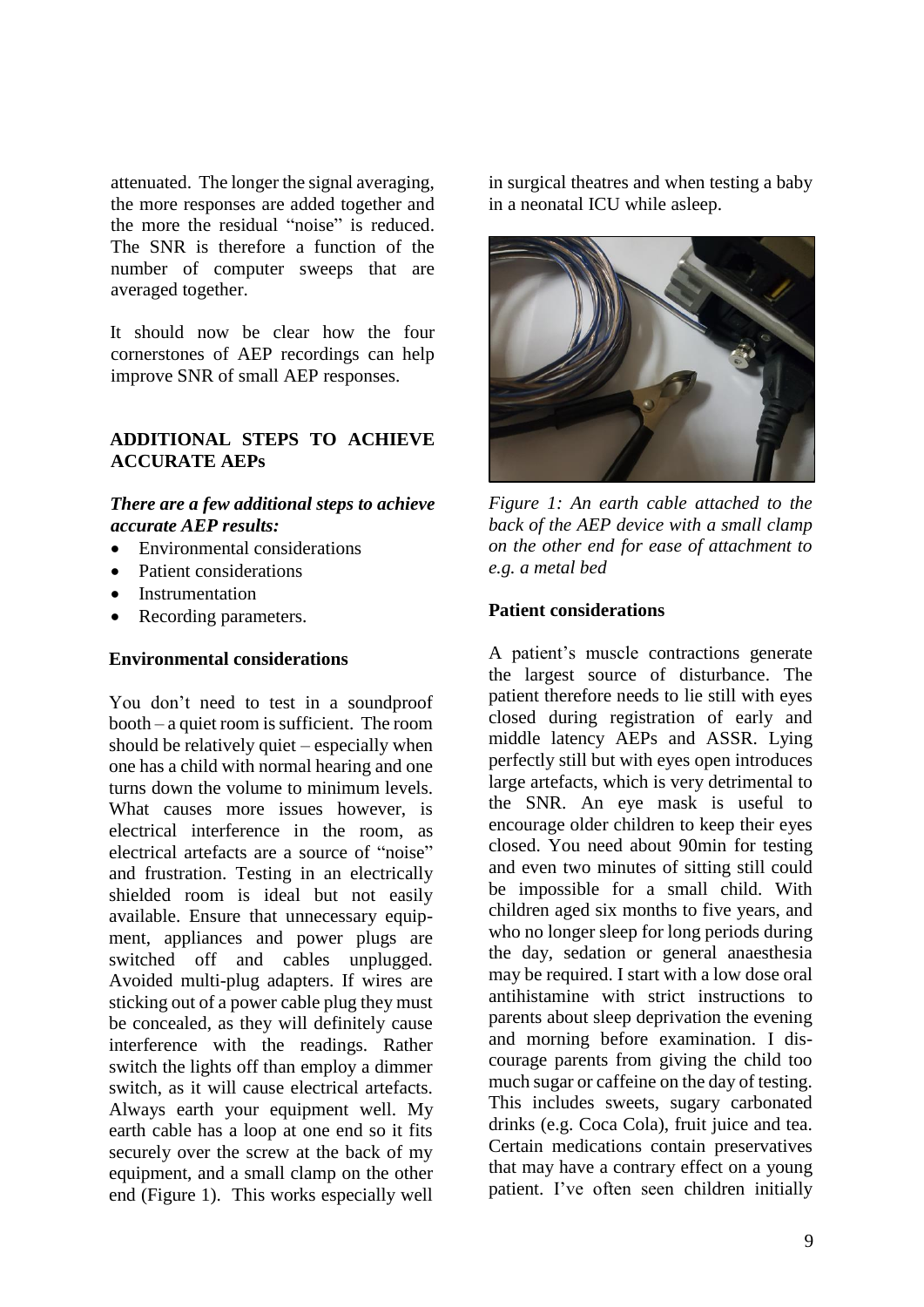attenuated. The longer the signal averaging, the more responses are added together and the more the residual "noise" is reduced. The SNR is therefore a function of the number of computer sweeps that are averaged together.

It should now be clear how the four cornerstones of AEP recordings can help improve SNR of small AEP responses.

## ADDITIONAL STEPS TO ACHIEVE ACCURATE AEPs

***There are a few additional steps to achieve accurate AEP results:***

- Environmental considerations
- Patient considerations
- Instrumentation
- Recording parameters.

### Environmental considerations

You don't need to test in a soundproof booth – a quiet room is sufficient. The room should be relatively quiet – especially when one has a child with normal hearing and one turns down the volume to minimum levels. What causes more issues however, is electrical interference in the room, as electrical artefacts are a source of "noise" and frustration. Testing in an electrically shielded room is ideal but not easily available. Ensure that unnecessary equipment, appliances and power plugs are switched off and cables unplugged. Avoided multi-plug adapters. If wires are sticking out of a power cable plug they must be concealed, as they will definitely cause interference with the readings. Rather switch the lights off than employ a dimmer switch, as it will cause electrical artefacts. Always earth your equipment well. My earth cable has a loop at one end so it fits securely over the screw at the back of my equipment, and a small clamp on the other end (Figure 1). This works especially well in surgical theatres and when testing a baby in a neonatal ICU while asleep.

*Figure 1: An earth cable attached to the back of the AEP device with a small clamp on the other end for ease of attachment to e.g. a metal bed*

### Patient considerations

A patient's muscle contractions generate the largest source of disturbance. The patient therefore needs to lie still with eyes closed during registration of early and middle latency AEPs and ASSR. Lying perfectly still but with eyes open introduces large artefacts, which is very detrimental to the SNR. An eye mask is useful to encourage older children to keep their eyes closed. You need about 90min for testing and even two minutes of sitting still could be impossible for a small child. With children aged six months to five years, and who no longer sleep for long periods during the day, sedation or general anaesthesia may be required. I start with a low dose oral antihistamine with strict instructions to parents about sleep deprivation the evening and morning before examination. I discourage parents from giving the child too much sugar or caffeine on the day of testing. This includes sweets, sugary carbonated drinks (e.g. Coca Cola), fruit juice and tea. Certain medications contain preservatives that may have a contrary effect on a young patient. I've often seen children initially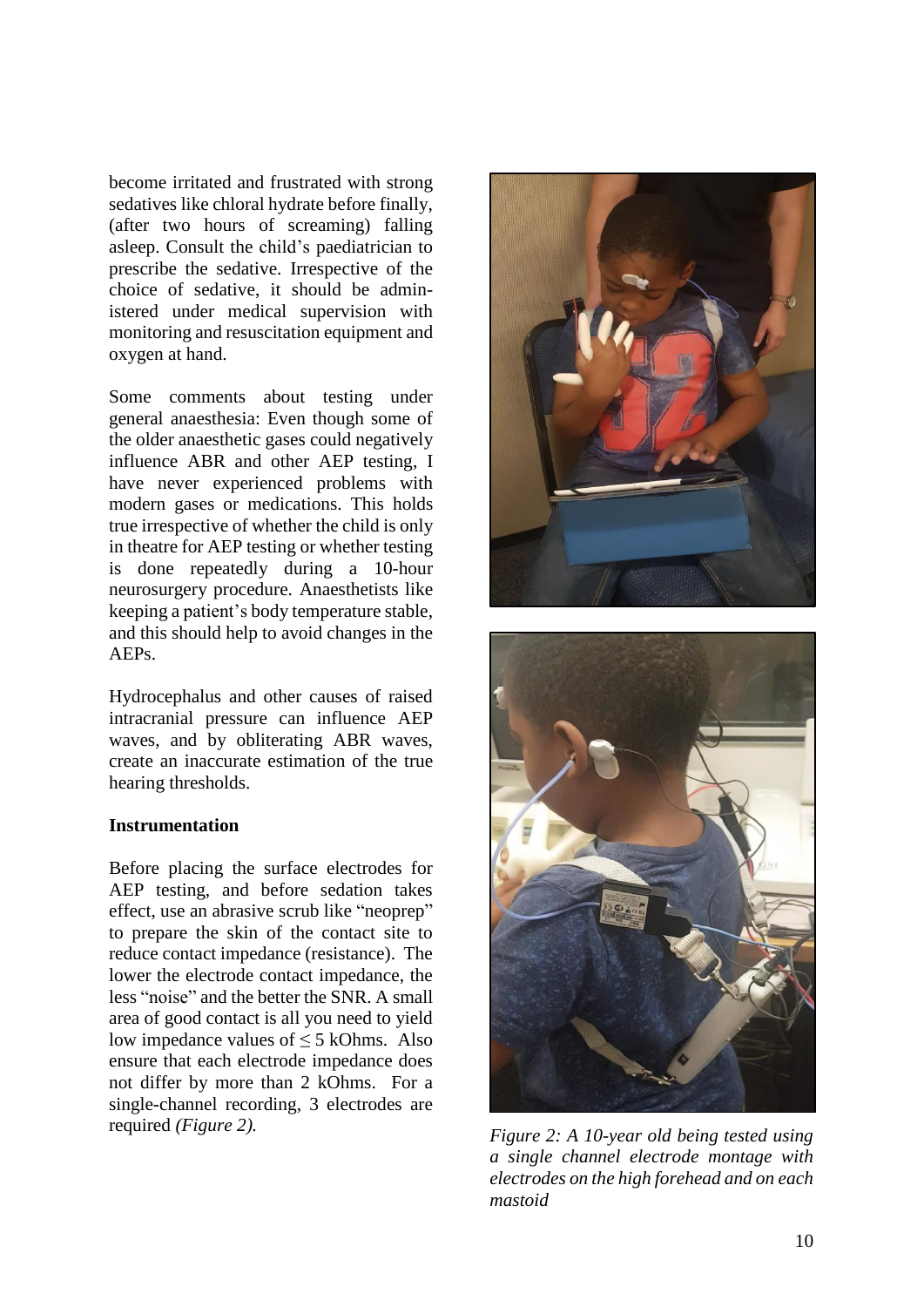become irritated and frustrated with strong sedatives like chloral hydrate before finally, (after two hours of screaming) falling asleep. Consult the child's paediatrician to prescribe the sedative. Irrespective of the choice of sedative, it should be administered under medical supervision with monitoring and resuscitation equipment and oxygen at hand.

Some comments about testing under general anaesthesia: Even though some of the older anaesthetic gases could negatively influence ABR and other AEP testing, I have never experienced problems with modern gases or medications. This holds true irrespective of whether the child is only in theatre for AEP testing or whether testing is done repeatedly during a 10-hour neurosurgery procedure. Anaesthetists like keeping a patient's body temperature stable, and this should help to avoid changes in the AEPs.

Hydrocephalus and other causes of raised intracranial pressure can influence AEP waves, and by obliterating ABR waves, create an inaccurate estimation of the true hearing thresholds.

**Instrumentation**

Before placing the surface electrodes for AEP testing, and before sedation takes effect, use an abrasive scrub like "neoprep" to prepare the skin of the contact site to reduce contact impedance (resistance). The lower the electrode contact impedance, the less "noise" and the better the SNR. A small area of good contact is all you need to yield low impedance values of $\leq 5$ kOhms. Also ensure that each electrode impedance does not differ by more than 2 kOhms. For a single-channel recording, 3 electrodes are required *(Figure 2).*

*Figure 2: A 10-year old being tested using a single channel electrode montage with electrodes on the high forehead and on each mastoid*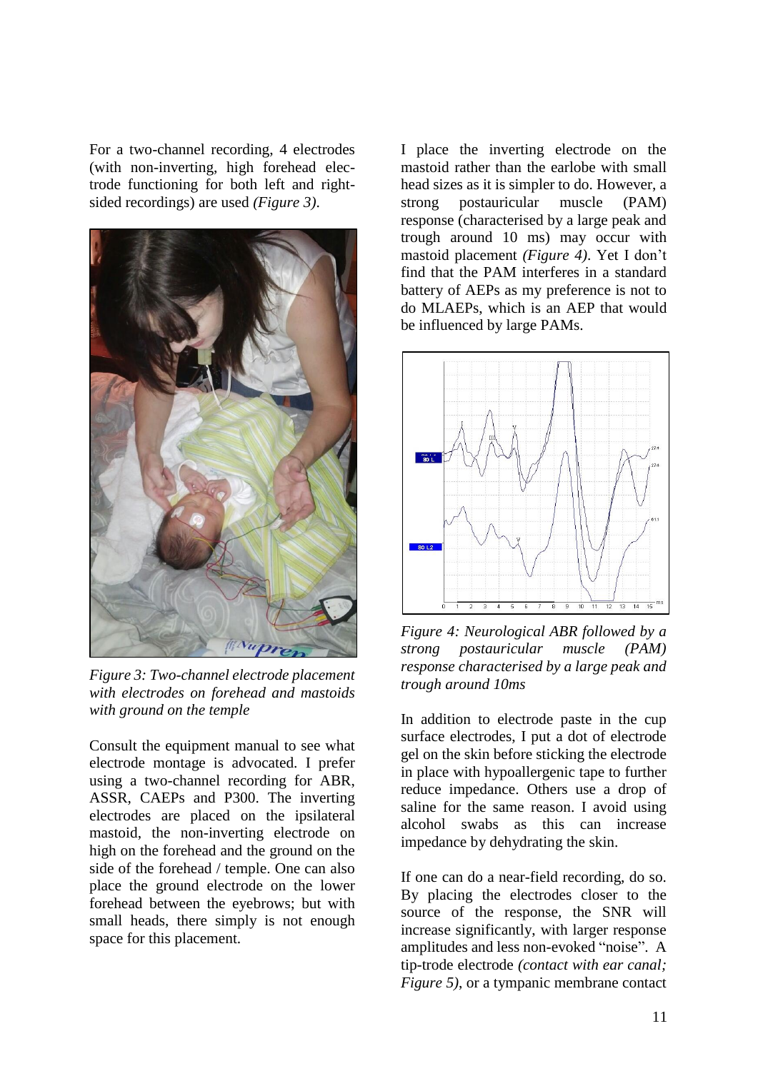For a two-channel recording, 4 electrodes (with non-inverting, high forehead electrode functioning for both left and right-sided recordings) are used *(Figure 3)*.

*Figure 3: Two-channel electrode placement with electrodes on forehead and mastoids with ground on the temple*

Consult the equipment manual to see what electrode montage is advocated. I prefer using a two-channel recording for ABR, ASSR, CAEPs and P300. The inverting electrodes are placed on the ipsilateral mastoid, the non-inverting electrode on high on the forehead and the ground on the side of the forehead / temple. One can also place the ground electrode on the lower forehead between the eyebrows; but with small heads, there simply is not enough space for this placement.

I place the inverting electrode on the mastoid rather than the earlobe with small head sizes as it is simpler to do. However, a strong postauricular muscle (PAM) response (characterised by a large peak and trough around 10 ms) may occur with mastoid placement *(Figure 4)*. Yet I don't find that the PAM interferes in a standard battery of AEPs as my preference is not to do MLAEPs, which is an AEP that would be influenced by large PAMs.

*Figure 4: Neurological ABR followed by a strong postauricular muscle (PAM) response characterised by a large peak and trough around 10ms*

In addition to electrode paste in the cup surface electrodes, I put a dot of electrode gel on the skin before sticking the electrode in place with hypoallergenic tape to further reduce impedance. Others use a drop of saline for the same reason. I avoid using alcohol swabs as this can increase impedance by dehydrating the skin.

If one can do a near-field recording, do so. By placing the electrodes closer to the source of the response, the SNR will increase significantly, with larger response amplitudes and less non-evoked "noise". A tip-trode electrode *(contact with ear canal; Figure 5)*, or a tympanic membrane contact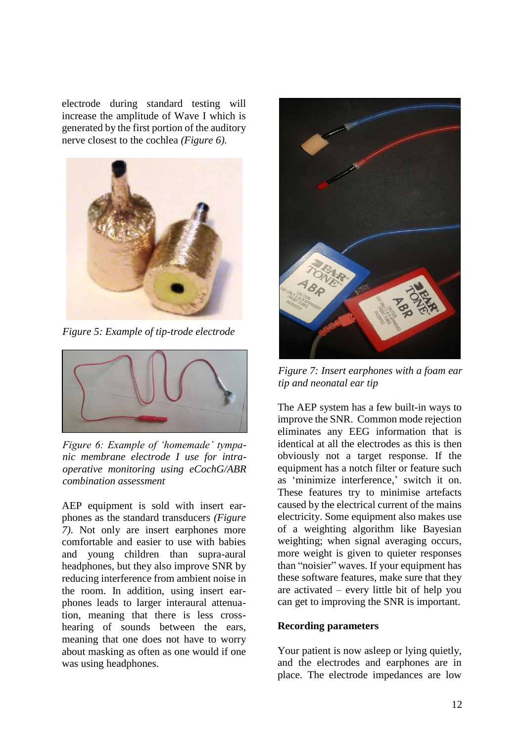electrode during standard testing will increase the amplitude of Wave I which is generated by the first portion of the auditory nerve closest to the cochlea *(Figure 6).*

*Figure 5: Example of tip-trode electrode*

*Figure 6: Example of 'homemade' tympanic membrane electrode I use for intra-operative monitoring using eCochG/ABR combination assessment*

AEP equipment is sold with insert earphones as the standard transducers *(Figure 7)*. Not only are insert earphones more comfortable and easier to use with babies and young children than supra-aural headphones, but they also improve SNR by reducing interference from ambient noise in the room. In addition, using insert earphones leads to larger interaural attenuation, meaning that there is less cross-hearing of sounds between the ears, meaning that one does not have to worry about masking as often as one would if one was using headphones.

*Figure 7: Insert earphones with a foam ear tip and neonatal ear tip*

The AEP system has a few built-in ways to improve the SNR. Common mode rejection eliminates any EEG information that is identical at all the electrodes as this is then obviously not a target response. If the equipment has a notch filter or feature such as 'minimize interference,' switch it on. These features try to minimise artefacts caused by the electrical current of the mains electricity. Some equipment also makes use of a weighting algorithm like Bayesian weighting; when signal averaging occurs, more weight is given to quieter responses than "noisier" waves. If your equipment has these software features, make sure that they are activated – every little bit of help you can get to improving the SNR is important.

**Recording parameters**

Your patient is now asleep or lying quietly, and the electrodes and earphones are in place. The electrode impedances are low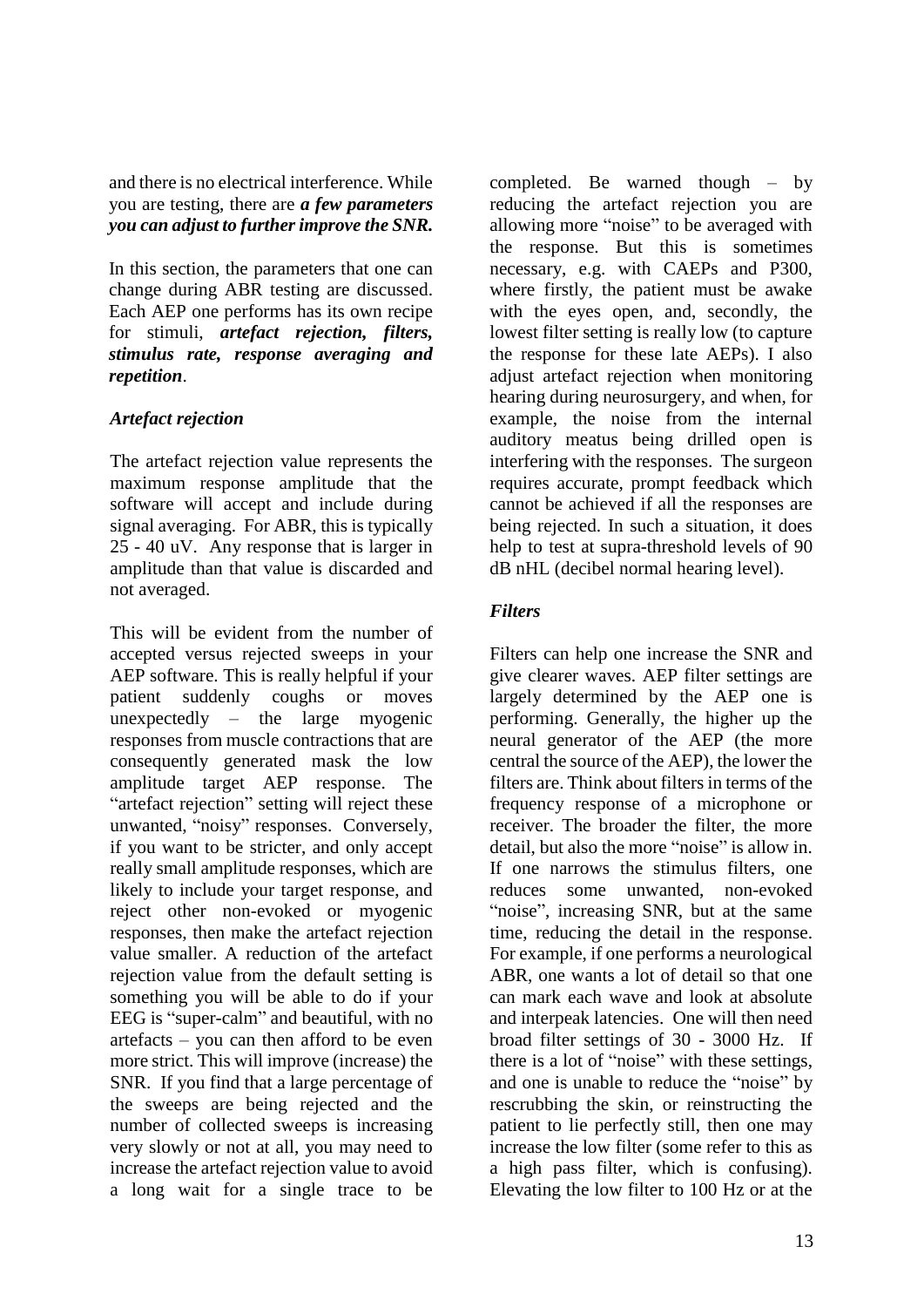and there is no electrical interference. While you are testing, there are ***a few parameters you can adjust to further improve the SNR.***

In this section, the parameters that one can change during ABR testing are discussed. Each AEP one performs has its own recipe for stimuli, ***artefact rejection, filters, stimulus rate, response averaging and repetition***.

### *Artefact rejection*

The artefact rejection value represents the maximum response amplitude that the software will accept and include during signal averaging. For ABR, this is typically 25 - 40 uV. Any response that is larger in amplitude than that value is discarded and not averaged.

This will be evident from the number of accepted versus rejected sweeps in your AEP software. This is really helpful if your patient suddenly coughs or moves unexpectedly – the large myogenic responses from muscle contractions that are consequently generated mask the low amplitude target AEP response. The "artefact rejection" setting will reject these unwanted, "noisy" responses. Conversely, if you want to be stricter, and only accept really small amplitude responses, which are likely to include your target response, and reject other non-evoked or myogenic responses, then make the artefact rejection value smaller. A reduction of the artefact rejection value from the default setting is something you will be able to do if your EEG is "super-calm" and beautiful, with no artefacts – you can then afford to be even more strict. This will improve (increase) the SNR. If you find that a large percentage of the sweeps are being rejected and the number of collected sweeps is increasing very slowly or not at all, you may need to increase the artefact rejection value to avoid a long wait for a single trace to be completed. Be warned though – by reducing the artefact rejection you are allowing more "noise" to be averaged with the response. But this is sometimes necessary, e.g. with CAEPs and P300, where firstly, the patient must be awake with the eyes open, and, secondly, the lowest filter setting is really low (to capture the response for these late AEPs). I also adjust artefact rejection when monitoring hearing during neurosurgery, and when, for example, the noise from the internal auditory meatus being drilled open is interfering with the responses. The surgeon requires accurate, prompt feedback which cannot be achieved if all the responses are being rejected. In such a situation, it does help to test at supra-threshold levels of 90 dB nHL (decibel normal hearing level).

### *Filters*

Filters can help one increase the SNR and give clearer waves. AEP filter settings are largely determined by the AEP one is performing. Generally, the higher up the neural generator of the AEP (the more central the source of the AEP), the lower the filters are. Think about filters in terms of the frequency response of a microphone or receiver. The broader the filter, the more detail, but also the more "noise" is allow in. If one narrows the stimulus filters, one reduces some unwanted, non-evoked "noise", increasing SNR, but at the same time, reducing the detail in the response. For example, if one performs a neurological ABR, one wants a lot of detail so that one can mark each wave and look at absolute and interpeak latencies. One will then need broad filter settings of 30 - 3000 Hz. If there is a lot of "noise" with these settings, and one is unable to reduce the "noise" by rescrubbing the skin, or reinstructing the patient to lie perfectly still, then one may increase the low filter (some refer to this as a high pass filter, which is confusing). Elevating the low filter to 100 Hz or at the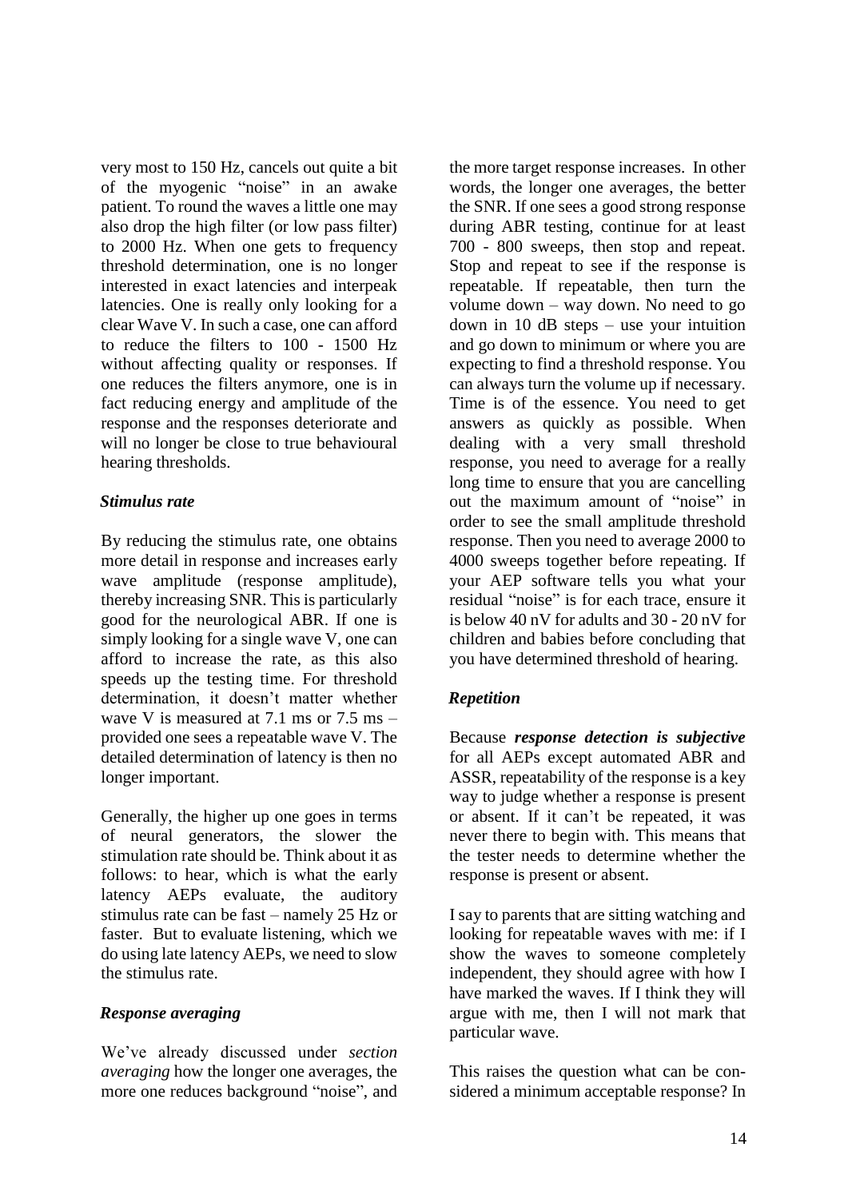very most to 150 Hz, cancels out quite a bit of the myogenic "noise" in an awake patient. To round the waves a little one may also drop the high filter (or low pass filter) to 2000 Hz. When one gets to frequency threshold determination, one is no longer interested in exact latencies and interpeak latencies. One is really only looking for a clear Wave V. In such a case, one can afford to reduce the filters to 100 - 1500 Hz without affecting quality or responses. If one reduces the filters anymore, one is in fact reducing energy and amplitude of the response and the responses deteriorate and will no longer be close to true behavioural hearing thresholds.

### *Stimulus rate*

By reducing the stimulus rate, one obtains more detail in response and increases early wave amplitude (response amplitude), thereby increasing SNR. This is particularly good for the neurological ABR. If one is simply looking for a single wave V, one can afford to increase the rate, as this also speeds up the testing time. For threshold determination, it doesn't matter whether wave V is measured at 7.1 ms or 7.5 ms – provided one sees a repeatable wave V. The detailed determination of latency is then no longer important.

Generally, the higher up one goes in terms of neural generators, the slower the stimulation rate should be. Think about it as follows: to hear, which is what the early latency AEPs evaluate, the auditory stimulus rate can be fast – namely 25 Hz or faster. But to evaluate listening, which we do using late latency AEPs, we need to slow the stimulus rate.

### *Response averaging*

We've already discussed under *section averaging* how the longer one averages, the more one reduces background "noise", and the more target response increases. In other words, the longer one averages, the better the SNR. If one sees a good strong response during ABR testing, continue for at least 700 - 800 sweeps, then stop and repeat. Stop and repeat to see if the response is repeatable. If repeatable, then turn the volume down – way down. No need to go down in 10 dB steps – use your intuition and go down to minimum or where you are expecting to find a threshold response. You can always turn the volume up if necessary. Time is of the essence. You need to get answers as quickly as possible. When dealing with a very small threshold response, you need to average for a really long time to ensure that you are cancelling out the maximum amount of "noise" in order to see the small amplitude threshold response. Then you need to average 2000 to 4000 sweeps together before repeating. If your AEP software tells you what your residual "noise" is for each trace, ensure it is below 40 nV for adults and 30 - 20 nV for children and babies before concluding that you have determined threshold of hearing.

### *Repetition*

Because ***response detection is subjective*** for all AEPs except automated ABR and ASSR, repeatability of the response is a key way to judge whether a response is present or absent. If it can't be repeated, it was never there to begin with. This means that the tester needs to determine whether the response is present or absent.

I say to parents that are sitting watching and looking for repeatable waves with me: if I show the waves to someone completely independent, they should agree with how I have marked the waves. If I think they will argue with me, then I will not mark that particular wave.

This raises the question what can be considered a minimum acceptable response? In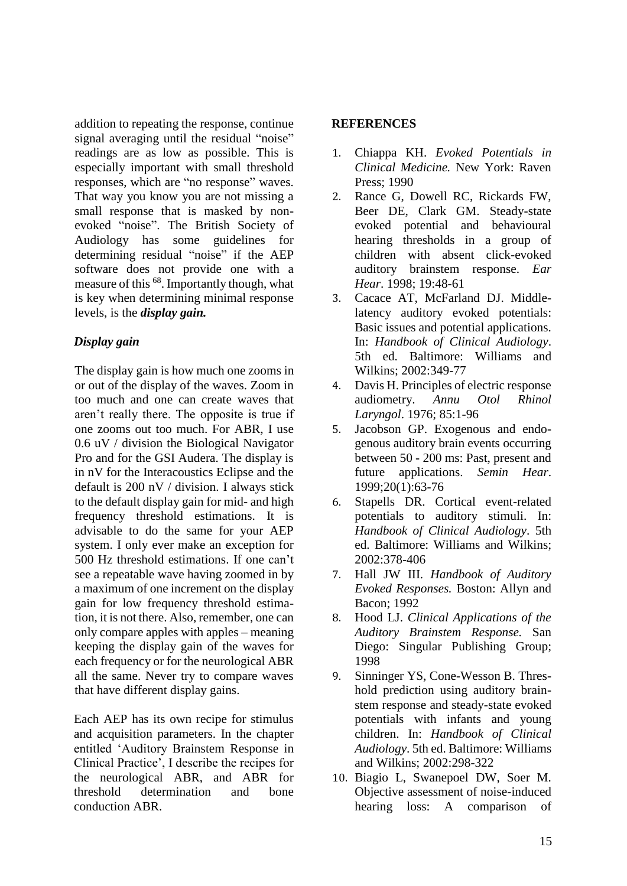addition to repeating the response, continue signal averaging until the residual "noise" readings are as low as possible. This is especially important with small threshold responses, which are "no response" waves. That way you know you are not missing a small response that is masked by non-evoked "noise". The British Society of Audiology has some guidelines for determining residual "noise" if the AEP software does not provide one with a measure of this [68]. Importantly though, what is key when determining minimal response levels, is the ***display gain.***

### *Display gain*

The display gain is how much one zooms in or out of the display of the waves. Zoom in too much and one can create waves that aren't really there. The opposite is true if one zooms out too much. For ABR, I use 0.6 uV / division the Biological Navigator Pro and for the GSI Audera. The display is in nV for the Interacoustics Eclipse and the default is 200 nV / division. I always stick to the default display gain for mid- and high frequency threshold estimations. It is advisable to do the same for your AEP system. I only ever make an exception for 500 Hz threshold estimations. If one can't see a repeatable wave having zoomed in by a maximum of one increment on the display gain for low frequency threshold estimation, it is not there. Also, remember, one can only compare apples with apples – meaning keeping the display gain of the waves for each frequency or for the neurological ABR all the same. Never try to compare waves that have different display gains.

Each AEP has its own recipe for stimulus and acquisition parameters. In the chapter entitled 'Auditory Brainstem Response in Clinical Practice', I describe the recipes for the neurological ABR, and ABR for threshold determination and bone conduction ABR.

## REFERENCES

1. Chiappa KH. *Evoked Potentials in Clinical Medicine.* New York: Raven Press; 1990
2. Rance G, Dowell RC, Rickards FW, Beer DE, Clark GM. Steady-state evoked potential and behavioural hearing thresholds in a group of children with absent click-evoked auditory brainstem response. *Ear Hear*. 1998; 19:48-61
3. Cacace AT, McFarland DJ. Middle-latency auditory evoked potentials: Basic issues and potential applications. In: *Handbook of Clinical Audiology*. 5th ed. Baltimore: Williams and Wilkins; 2002:349-77
4. Davis H. Principles of electric response audiometry. *Annu Otol Rhinol Laryngol*. 1976; 85:1-96
5. Jacobson GP. Exogenous and endogenous auditory brain events occurring between 50 - 200 ms: Past, present and future applications. *Semin Hear*. 1999;20(1):63-76
6. Stapells DR. Cortical event-related potentials to auditory stimuli. In: *Handbook of Clinical Audiology*. 5th ed. Baltimore: Williams and Wilkins; 2002:378-406
7. Hall JW III. *Handbook of Auditory Evoked Responses.* Boston: Allyn and Bacon; 1992
8. Hood LJ. *Clinical Applications of the Auditory Brainstem Response.* San Diego: Singular Publishing Group; 1998
9. Sininger YS, Cone-Wesson B. Threshold prediction using auditory brainstem response and steady-state evoked potentials with infants and young children. In: *Handbook of Clinical Audiology*. 5th ed. Baltimore: Williams and Wilkins; 2002:298-322
10. Biagio L, Swanepoel DW, Soer M. Objective assessment of noise-induced hearing loss: A comparison of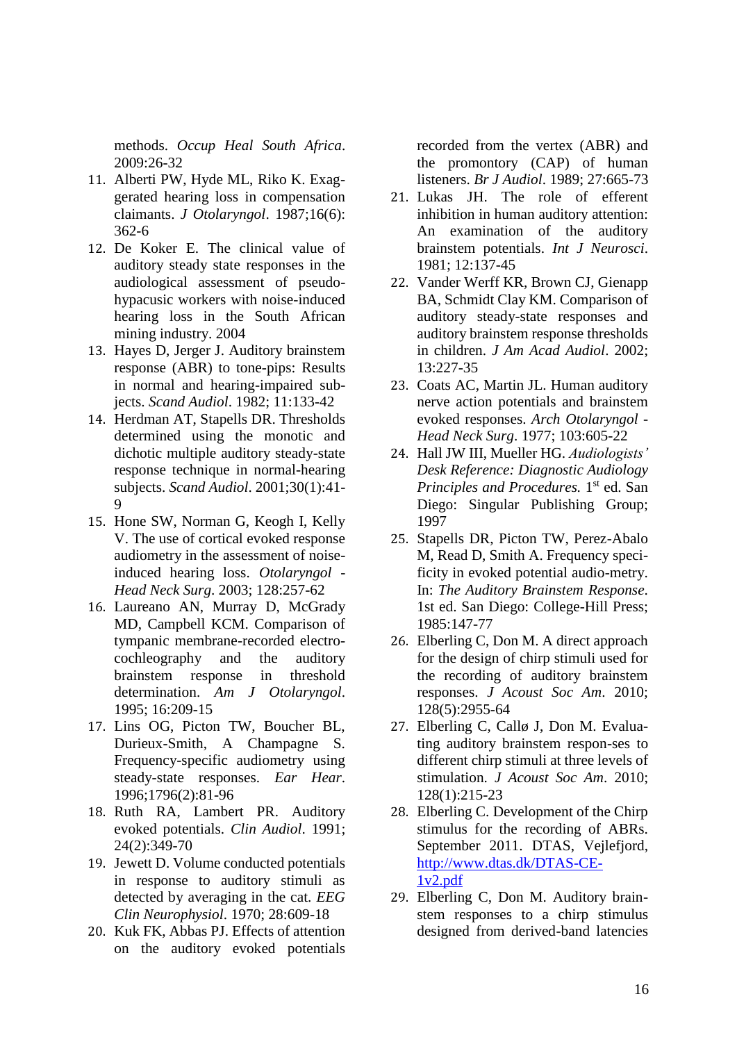methods. *Occup Heal South Africa*. 2009:26-32

11. Alberti PW, Hyde ML, Riko K. Exaggerated hearing loss in compensation claimants. *J Otolaryngol*. 1987;16(6): 362-6
12. De Koker E. The clinical value of auditory steady state responses in the audiological assessment of pseudohypacusic workers with noise-induced hearing loss in the South African mining industry. 2004
13. Hayes D, Jerger J. Auditory brainstem response (ABR) to tone-pips: Results in normal and hearing-impaired subjects. *Scand Audiol*. 1982; 11:133-42
14. Herdman AT, Stapells DR. Thresholds determined using the monotic and dichotic multiple auditory steady-state response technique in normal-hearing subjects. *Scand Audiol*. 2001;30(1):41-9
15. Hone SW, Norman G, Keogh I, Kelly V. The use of cortical evoked response audiometry in the assessment of noise-induced hearing loss. *Otolaryngol - Head Neck Surg*. 2003; 128:257-62
16. Laureano AN, Murray D, McGrady MD, Campbell KCM. Comparison of tympanic membrane-recorded electrocochleography and the auditory brainstem response in threshold determination. *Am J Otolaryngol*. 1995; 16:209-15
17. Lins OG, Picton TW, Boucher BL, Durieux-Smith, A Champagne S. Frequency-specific audiometry using steady-state responses. *Ear Hear*. 1996;1796(2):81-96
18. Ruth RA, Lambert PR. Auditory evoked potentials. *Clin Audiol*. 1991; 24(2):349-70
19. Jewett D. Volume conducted potentials in response to auditory stimuli as detected by averaging in the cat. *EEG Clin Neurophysiol*. 1970; 28:609-18
20. Kuk FK, Abbas PJ. Effects of attention on the auditory evoked potentials recorded from the vertex (ABR) and the promontory (CAP) of human listeners. *Br J Audiol*. 1989; 27:665-73
21. Lukas JH. The role of efferent inhibition in human auditory attention: An examination of the auditory brainstem potentials. *Int J Neurosci*. 1981; 12:137-45
22. Vander Werff KR, Brown CJ, Gienapp BA, Schmidt Clay KM. Comparison of auditory steady-state responses and auditory brainstem response thresholds in children. *J Am Acad Audiol*. 2002; 13:227-35
23. Coats AC, Martin JL. Human auditory nerve action potentials and brainstem evoked responses. *Arch Otolaryngol - Head Neck Surg*. 1977; 103:605-22
24. Hall JW III, Mueller HG. *Audiologists' Desk Reference: Diagnostic Audiology Principles and Procedures.* 1st ed. San Diego: Singular Publishing Group; 1997
25. Stapells DR, Picton TW, Perez-Abalo M, Read D, Smith A. Frequency specificity in evoked potential audio-metry. In: *The Auditory Brainstem Response*. 1st ed. San Diego: College-Hill Press; 1985:147-77
26. Elberling C, Don M. A direct approach for the design of chirp stimuli used for the recording of auditory brainstem responses. *J Acoust Soc Am*. 2010; 128(5):2955-64
27. Elberling C, Callø J, Don M. Evaluating auditory brainstem respon-ses to different chirp stimuli at three levels of stimulation. *J Acoust Soc Am*. 2010; 128(1):215-23
28. Elberling C. Development of the Chirp stimulus for the recording of ABRs. September 2011. DTAS, Vejlefjord, http://www.dtas.dk/DTAS-CE-1v2.pdf
29. Elberling C, Don M. Auditory brainstem responses to a chirp stimulus designed from derived-band latencies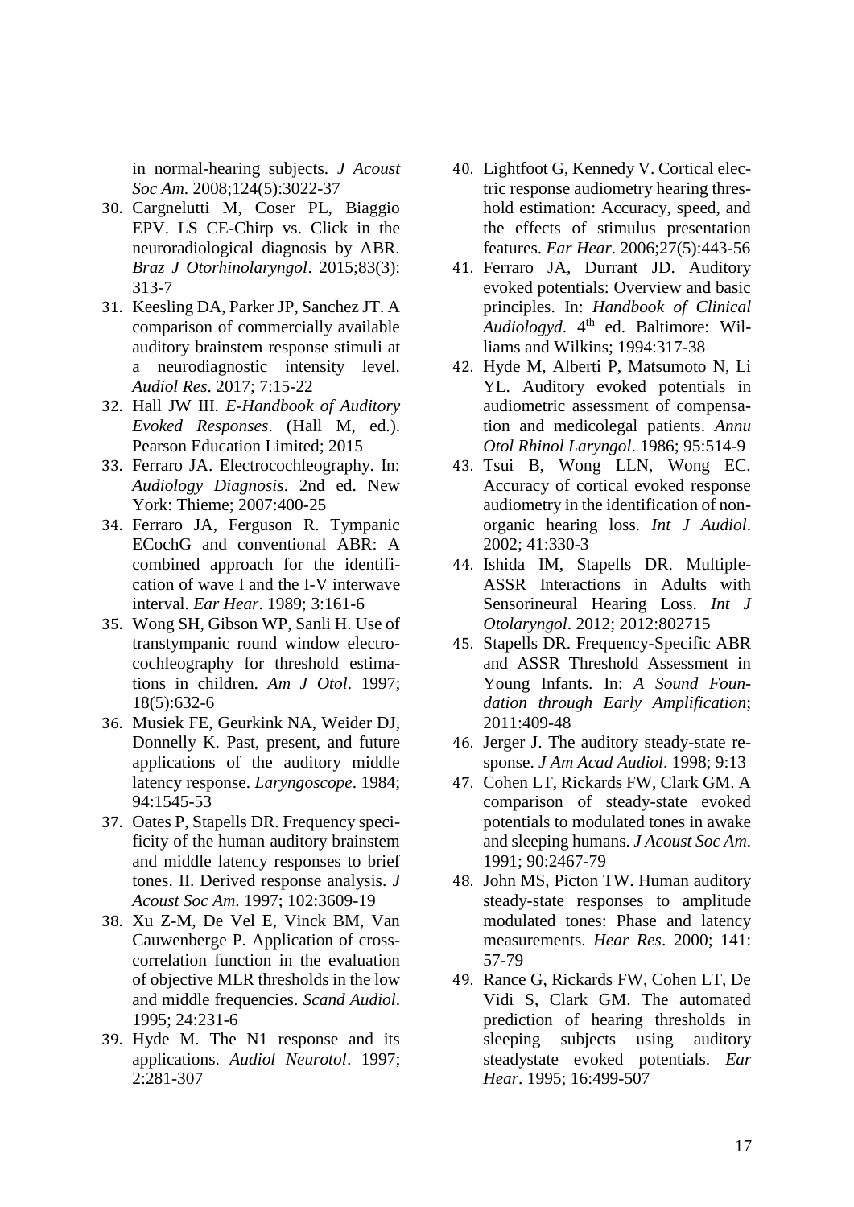in normal-hearing subjects. *J Acoust Soc Am*. 2008;124(5):3022-37

30. Cargnelutti M, Coser PL, Biaggio EPV. LS CE-Chirp vs. Click in the neuroradiological diagnosis by ABR. *Braz J Otorhinolaryngol*. 2015;83(3): 313-7
31. Keesling DA, Parker JP, Sanchez JT. A comparison of commercially available auditory brainstem response stimuli at a neurodiagnostic intensity level. *Audiol Res*. 2017; 7:15-22
32. Hall JW III. *E-Handbook of Auditory Evoked Responses*. (Hall M, ed.). Pearson Education Limited; 2015
33. Ferraro JA. Electrocochleography. In: *Audiology Diagnosis*. 2nd ed. New York: Thieme; 2007:400-25
34. Ferraro JA, Ferguson R. Tympanic ECochG and conventional ABR: A combined approach for the identification of wave I and the I-V interwave interval. *Ear Hear*. 1989; 3:161-6
35. Wong SH, Gibson WP, Sanli H. Use of transtympanic round window electrocochleography for threshold estimations in children. *Am J Otol*. 1997; 18(5):632-6
36. Musiek FE, Geurkink NA, Weider DJ, Donnelly K. Past, present, and future applications of the auditory middle latency response. *Laryngoscope*. 1984; 94:1545-53
37. Oates P, Stapells DR. Frequency specificity of the human auditory brainstem and middle latency responses to brief tones. II. Derived response analysis. *J Acoust Soc Am*. 1997; 102:3609-19
38. Xu Z-M, De Vel E, Vinck BM, Van Cauwenberge P. Application of cross-correlation function in the evaluation of objective MLR thresholds in the low and middle frequencies. *Scand Audiol*. 1995; 24:231-6
39. Hyde M. The N1 response and its applications. *Audiol Neurotol*. 1997; 2:281-307
40. Lightfoot G, Kennedy V. Cortical electric response audiometry hearing threshold estimation: Accuracy, speed, and the effects of stimulus presentation features. *Ear Hear*. 2006;27(5):443-56
41. Ferraro JA, Durrant JD. Auditory evoked potentials: Overview and basic principles. In: *Handbook of Clinical Audiologyd*. 4th ed. Baltimore: Williams and Wilkins; 1994:317-38
42. Hyde M, Alberti P, Matsumoto N, Li YL. Auditory evoked potentials in audiometric assessment of compensation and medicolegal patients. *Annu Otol Rhinol Laryngol*. 1986; 95:514-9
43. Tsui B, Wong LLN, Wong EC. Accuracy of cortical evoked response audiometry in the identification of non-organic hearing loss. *Int J Audiol*. 2002; 41:330-3
44. Ishida IM, Stapells DR. Multiple-ASSR Interactions in Adults with Sensorineural Hearing Loss. *Int J Otolaryngol*. 2012; 2012:802715
45. Stapells DR. Frequency-Specific ABR and ASSR Threshold Assessment in Young Infants. In: *A Sound Foundation through Early Amplification*; 2011:409-48
46. Jerger J. The auditory steady-state response. *J Am Acad Audiol*. 1998; 9:13
47. Cohen LT, Rickards FW, Clark GM. A comparison of steady-state evoked potentials to modulated tones in awake and sleeping humans. *J Acoust Soc Am*. 1991; 90:2467-79
48. John MS, Picton TW. Human auditory steady-state responses to amplitude modulated tones: Phase and latency measurements. *Hear Res*. 2000; 141: 57-79
49. Rance G, Rickards FW, Cohen LT, De Vidi S, Clark GM. The automated prediction of hearing thresholds in sleeping subjects using auditory steadystate evoked potentials. *Ear Hear*. 1995; 16:499-507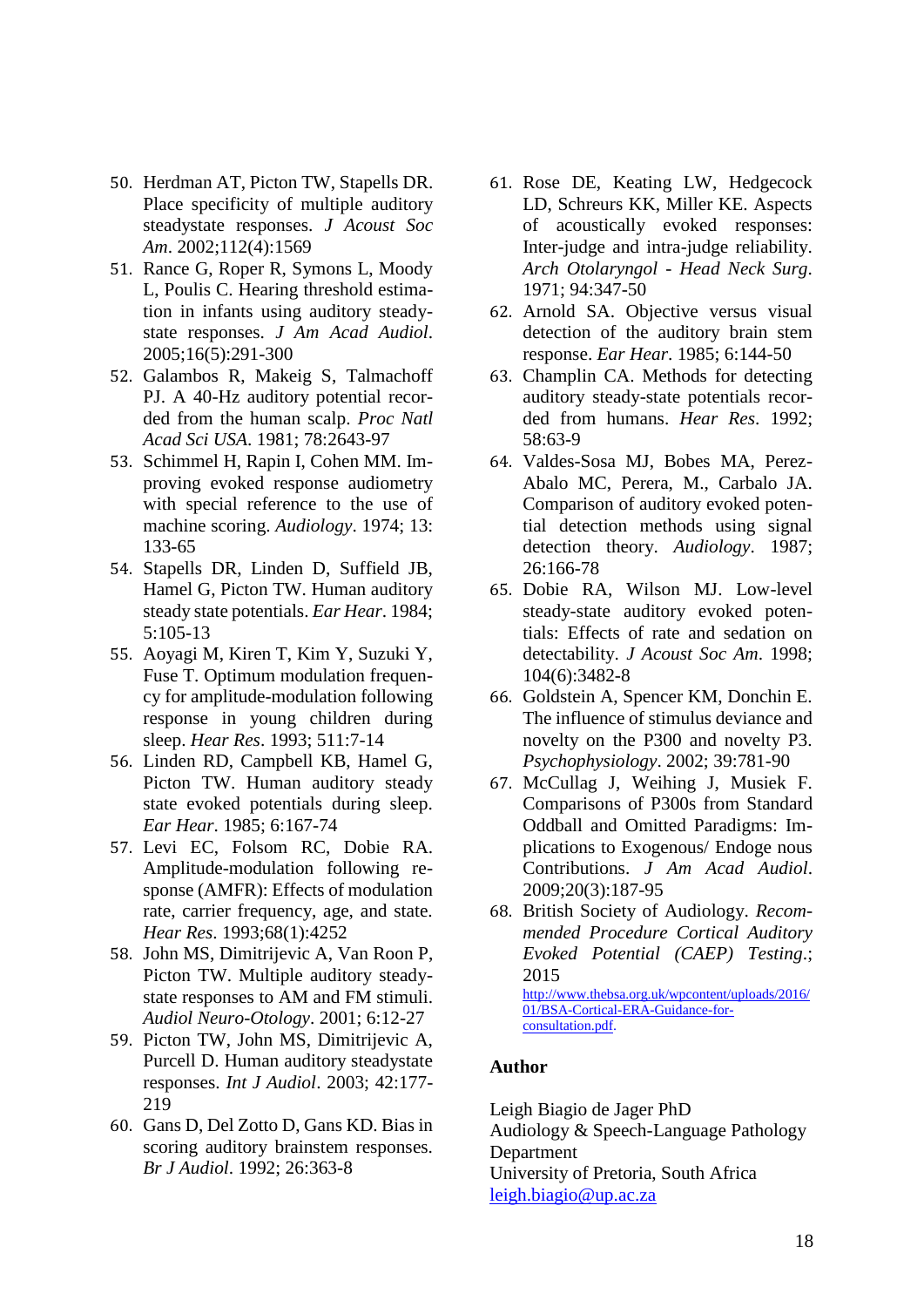50. Herdman AT, Picton TW, Stapells DR. Place specificity of multiple auditory steadystate responses. *J Acoust Soc Am*. 2002;112(4):1569
51. Rance G, Roper R, Symons L, Moody L, Poulis C. Hearing threshold estimation in infants using auditory steady-state responses. *J Am Acad Audiol*. 2005;16(5):291-300
52. Galambos R, Makeig S, Talmachoff PJ. A 40-Hz auditory potential recorded from the human scalp. *Proc Natl Acad Sci USA*. 1981; 78:2643-97
53. Schimmel H, Rapin I, Cohen MM. Improving evoked response audiometry with special reference to the use of machine scoring. *Audiology*. 1974; 13: 133-65
54. Stapells DR, Linden D, Suffield JB, Hamel G, Picton TW. Human auditory steady state potentials. *Ear Hear*. 1984; 5:105-13
55. Aoyagi M, Kiren T, Kim Y, Suzuki Y, Fuse T. Optimum modulation frequency for amplitude-modulation following response in young children during sleep. *Hear Res*. 1993; 511:7-14
56. Linden RD, Campbell KB, Hamel G, Picton TW. Human auditory steady state evoked potentials during sleep. *Ear Hear*. 1985; 6:167-74
57. Levi EC, Folsom RC, Dobie RA. Amplitude-modulation following response (AMFR): Effects of modulation rate, carrier frequency, age, and state. *Hear Res*. 1993;68(1):4252
58. John MS, Dimitrijevic A, Van Roon P, Picton TW. Multiple auditory steady-state responses to AM and FM stimuli. *Audiol Neuro-Otology*. 2001; 6:12-27
59. Picton TW, John MS, Dimitrijevic A, Purcell D. Human auditory steadystate responses. *Int J Audiol*. 2003; 42:177-219
60. Gans D, Del Zotto D, Gans KD. Bias in scoring auditory brainstem responses. *Br J Audiol*. 1992; 26:363-8
61. Rose DE, Keating LW, Hedgecock LD, Schreurs KK, Miller KE. Aspects of acoustically evoked responses: Inter-judge and intra-judge reliability. *Arch Otolaryngol - Head Neck Surg*. 1971; 94:347-50
62. Arnold SA. Objective versus visual detection of the auditory brain stem response. *Ear Hear*. 1985; 6:144-50
63. Champlin CA. Methods for detecting auditory steady-state potentials recorded from humans. *Hear Res*. 1992; 58:63-9
64. Valdes-Sosa MJ, Bobes MA, Perez-Abalo MC, Perera, M., Carbalo JA. Comparison of auditory evoked potential detection methods using signal detection theory. *Audiology*. 1987; 26:166-78
65. Dobie RA, Wilson MJ. Low-level steady-state auditory evoked potentials: Effects of rate and sedation on detectability. *J Acoust Soc Am*. 1998; 104(6):3482-8
66. Goldstein A, Spencer KM, Donchin E. The influence of stimulus deviance and novelty on the P300 and novelty P3. *Psychophysiology*. 2002; 39:781-90
67. McCullag J, Weihing J, Musiek F. Comparisons of P300s from Standard Oddball and Omitted Paradigms: Implications to Exogenous/ Endoge nous Contributions. *J Am Acad Audiol*. 2009;20(3):187-95
68. British Society of Audiology. *Recommended Procedure Cortical Auditory Evoked Potential (CAEP) Testing*.; 2015 [http://www.thebsa.org.uk/wpcontent/uploads/2016/01/BSA-Cortical-ERA-Guidance-for-consultation.pdf](http://www.thebsa.org.uk/wpcontent/uploads/2016/01/BSA-Cortical-ERA-Guidance-for-consultation.pdf).

**Author**

Leigh Biagio de Jager PhD
Audiology & Speech-Language Pathology Department
University of Pretoria, South Africa
[leigh.biagio@up.ac.za](mailto:leigh.biagio@up.ac.za)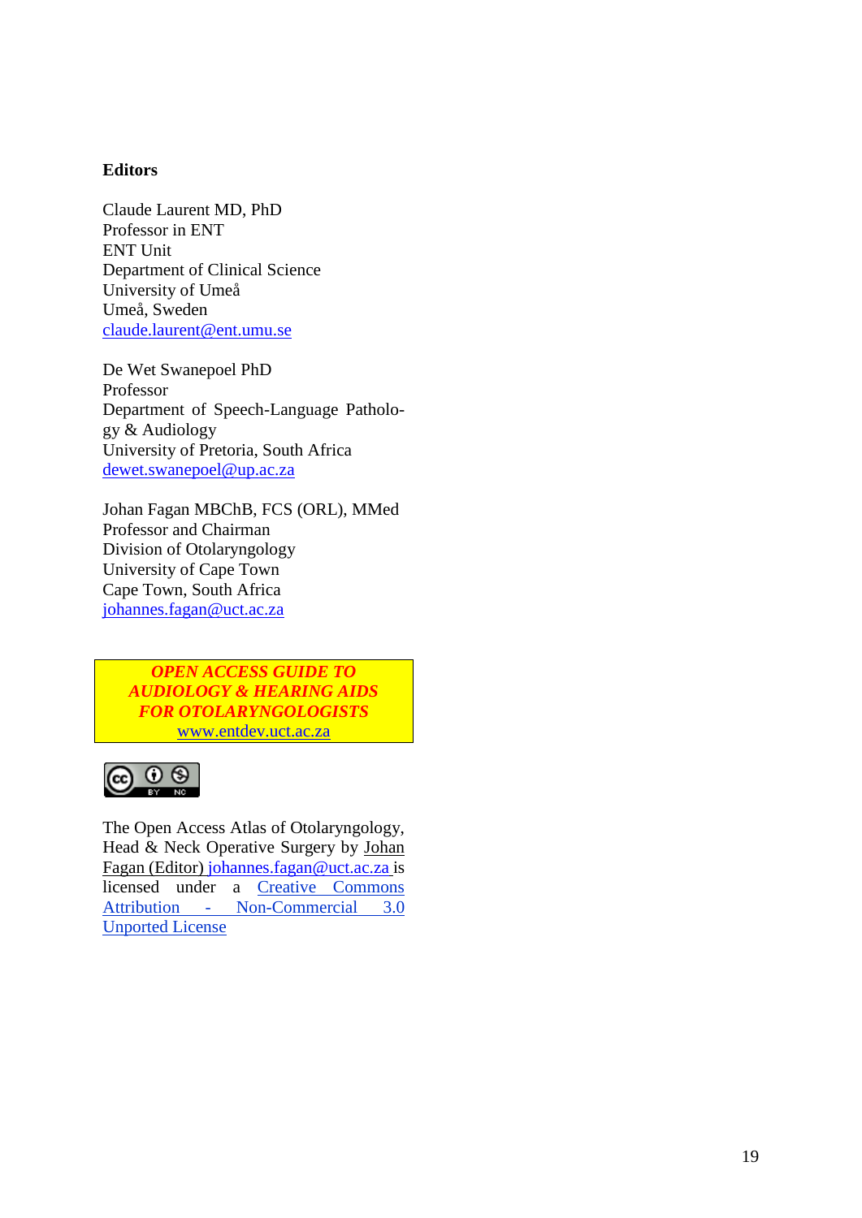**Editors**

Claude Laurent MD, PhD
Professor in ENT
ENT Unit
Department of Clinical Science
University of Umeå
Umeå, Sweden
claude.laurent@ent.umu.se

De Wet Swanepoel PhD
Professor
Department of Speech-Language Pathology & Audiology
University of Pretoria, South Africa
dewet.swanepoel@up.ac.za

Johan Fagan MBChB, FCS (ORL), MMed
Professor and Chairman
Division of Otolaryngology
University of Cape Town
Cape Town, South Africa
johannes.fagan@uct.ac.za

***OPEN ACCESS GUIDE TO AUDIOLOGY & HEARING AIDS FOR OTOLARYNGOLOGISTS***
www.entdev.uct.ac.za

The Open Access Atlas of Otolaryngology, Head & Neck Operative Surgery by Johan Fagan (Editor) johannes.fagan@uct.ac.za is licensed under a Creative Commons Attribution - Non-Commercial 3.0 Unported License